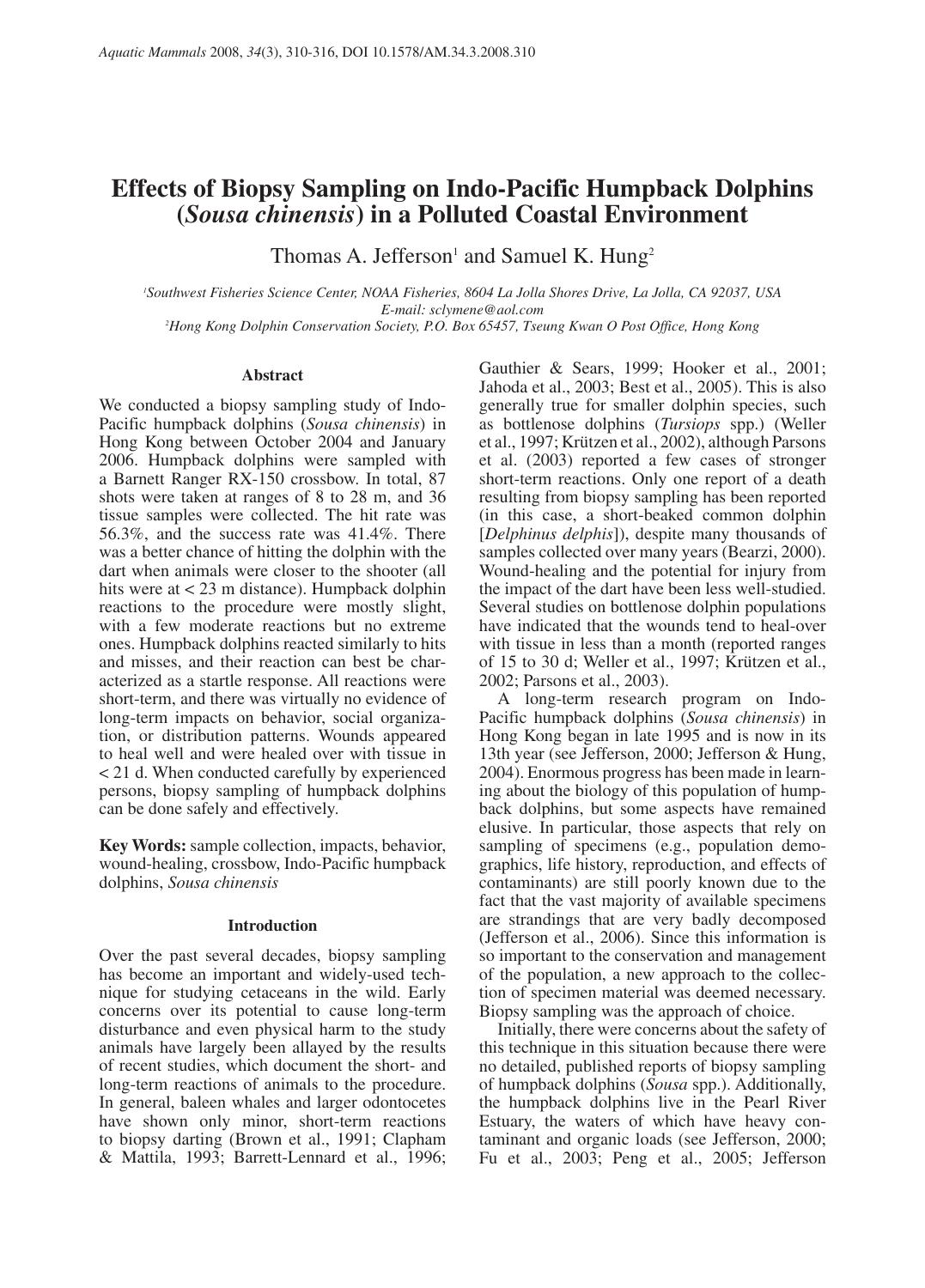# Effects of Biopsy Sampling on Indo-Pacific Humpback Dolphins (*Sousa chinensis*) in a Polluted Coastal Environment

Thomas A. Jefferson[1] and Samuel K. Hung[2]

[1]*Southwest Fisheries Science Center, NOAA Fisheries, 8604 La Jolla Shores Drive, La Jolla, CA 92037, USA*
*E-mail: sclymene@aol.com*
[2]*Hong Kong Dolphin Conservation Society, P.O. Box 65457, Tseung Kwan O Post Office, Hong Kong*

### Abstract

We conducted a biopsy sampling study of Indo-Pacific humpback dolphins (*Sousa chinensis*) in Hong Kong between October 2004 and January 2006. Humpback dolphins were sampled with a Barnett Ranger RX-150 crossbow. In total, 87 shots were taken at ranges of 8 to 28 m, and 36 tissue samples were collected. The hit rate was 56.3%, and the success rate was 41.4%. There was a better chance of hitting the dolphin with the dart when animals were closer to the shooter (all hits were at < 23 m distance). Humpback dolphin reactions to the procedure were mostly slight, with a few moderate reactions but no extreme ones. Humpback dolphins reacted similarly to hits and misses, and their reaction can best be characterized as a startle response. All reactions were short-term, and there was virtually no evidence of long-term impacts on behavior, social organization, or distribution patterns. Wounds appeared to heal well and were healed over with tissue in < 21 d. When conducted carefully by experienced persons, biopsy sampling of humpback dolphins can be done safely and effectively.

**Key Words:** sample collection, impacts, behavior, wound-healing, crossbow, Indo-Pacific humpback dolphins, *Sousa chinensis*

### Introduction

Over the past several decades, biopsy sampling has become an important and widely-used technique for studying cetaceans in the wild. Early concerns over its potential to cause long-term disturbance and even physical harm to the study animals have largely been allayed by the results of recent studies, which document the short- and long-term reactions of animals to the procedure. In general, baleen whales and larger odontocetes have shown only minor, short-term reactions to biopsy darting (Brown et al., 1991; Clapham & Mattila, 1993; Barrett-Lennard et al., 1996; Gauthier & Sears, 1999; Hooker et al., 2001; Jahoda et al., 2003; Best et al., 2005). This is also generally true for smaller dolphin species, such as bottlenose dolphins (*Tursiops* spp.) (Weller et al., 1997; Krützen et al., 2002), although Parsons et al. (2003) reported a few cases of stronger short-term reactions. Only one report of a death resulting from biopsy sampling has been reported (in this case, a short-beaked common dolphin [*Delphinus delphis*]), despite many thousands of samples collected over many years (Bearzi, 2000). Wound-healing and the potential for injury from the impact of the dart have been less well-studied. Several studies on bottlenose dolphin populations have indicated that the wounds tend to heal-over with tissue in less than a month (reported ranges of 15 to 30 d; Weller et al., 1997; Krützen et al., 2002; Parsons et al., 2003).

A long-term research program on Indo-Pacific humpback dolphins (*Sousa chinensis*) in Hong Kong began in late 1995 and is now in its 13th year (see Jefferson, 2000; Jefferson & Hung, 2004). Enormous progress has been made in learning about the biology of this population of humpback dolphins, but some aspects have remained elusive. In particular, those aspects that rely on sampling of specimens (e.g., population demographics, life history, reproduction, and effects of contaminants) are still poorly known due to the fact that the vast majority of available specimens are strandings that are very badly decomposed (Jefferson et al., 2006). Since this information is so important to the conservation and management of the population, a new approach to the collection of specimen material was deemed necessary. Biopsy sampling was the approach of choice.

Initially, there were concerns about the safety of this technique in this situation because there were no detailed, published reports of biopsy sampling of humpback dolphins (*Sousa* spp.). Additionally, the humpback dolphins live in the Pearl River Estuary, the waters of which have heavy contaminant and organic loads (see Jefferson, 2000; Fu et al., 2003; Peng et al., 2005; Jefferson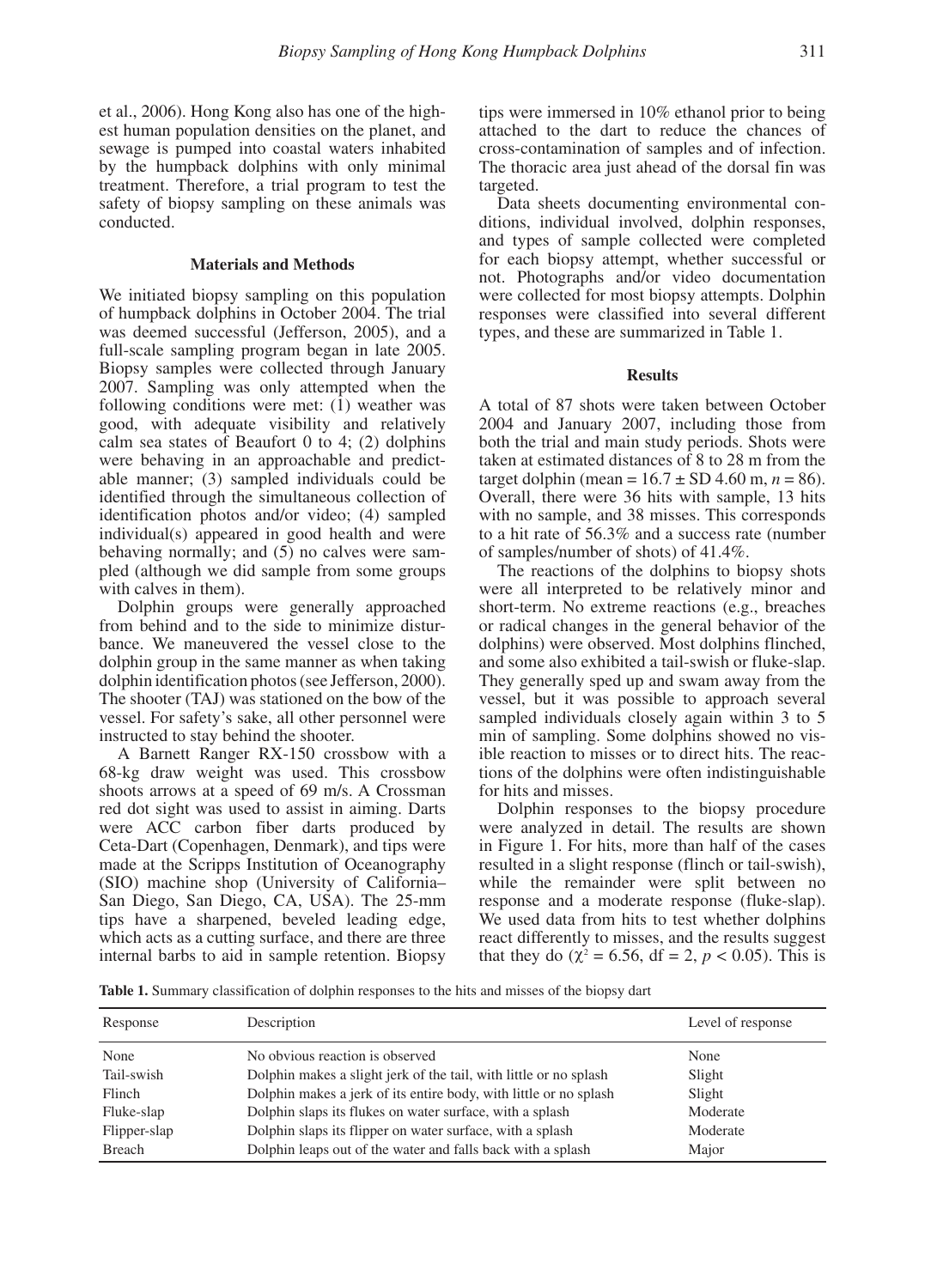et al., 2006). Hong Kong also has one of the highest human population densities on the planet, and sewage is pumped into coastal waters inhabited by the humpback dolphins with only minimal treatment. Therefore, a trial program to test the safety of biopsy sampling on these animals was conducted.

## Materials and Methods

We initiated biopsy sampling on this population of humpback dolphins in October 2004. The trial was deemed successful (Jefferson, 2005), and a full-scale sampling program began in late 2005. Biopsy samples were collected through January 2007. Sampling was only attempted when the following conditions were met: (1) weather was good, with adequate visibility and relatively calm sea states of Beaufort 0 to 4; (2) dolphins were behaving in an approachable and predictable manner; (3) sampled individuals could be identified through the simultaneous collection of identification photos and/or video; (4) sampled individual(s) appeared in good health and were behaving normally; and (5) no calves were sampled (although we did sample from some groups with calves in them).

Dolphin groups were generally approached from behind and to the side to minimize disturbance. We maneuvered the vessel close to the dolphin group in the same manner as when taking dolphin identification photos (see Jefferson, 2000). The shooter (TAJ) was stationed on the bow of the vessel. For safety's sake, all other personnel were instructed to stay behind the shooter.

A Barnett Ranger RX-150 crossbow with a 68-kg draw weight was used. This crossbow shoots arrows at a speed of 69 m/s. A Crossman red dot sight was used to assist in aiming. Darts were ACC carbon fiber darts produced by Ceta-Dart (Copenhagen, Denmark), and tips were made at the Scripps Institution of Oceanography (SIO) machine shop (University of California–San Diego, San Diego, CA, USA). The 25-mm tips have a sharpened, beveled leading edge, which acts as a cutting surface, and there are three internal barbs to aid in sample retention. Biopsy tips were immersed in 10% ethanol prior to being attached to the dart to reduce the chances of cross-contamination of samples and of infection. The thoracic area just ahead of the dorsal fin was targeted.

Data sheets documenting environmental conditions, individual involved, dolphin responses, and types of sample collected were completed for each biopsy attempt, whether successful or not. Photographs and/or video documentation were collected for most biopsy attempts. Dolphin responses were classified into several different types, and these are summarized in Table 1.

## Results

A total of 87 shots were taken between October 2004 and January 2007, including those from both the trial and main study periods. Shots were taken at estimated distances of 8 to 28 m from the target dolphin (mean = 16.7 ± SD 4.60 m, $n$ = 86). Overall, there were 36 hits with sample, 13 hits with no sample, and 38 misses. This corresponds to a hit rate of 56.3% and a success rate (number of samples/number of shots) of 41.4%.

The reactions of the dolphins to biopsy shots were all interpreted to be relatively minor and short-term. No extreme reactions (e.g., breaches or radical changes in the general behavior of the dolphins) were observed. Most dolphins flinched, and some also exhibited a tail-swish or fluke-slap. They generally sped up and swam away from the vessel, but it was possible to approach several sampled individuals closely again within 3 to 5 min of sampling. Some dolphins showed no visible reaction to misses or to direct hits. The reactions of the dolphins were often indistinguishable for hits and misses.

Dolphin responses to the biopsy procedure were analyzed in detail. The results are shown in Figure 1. For hits, more than half of the cases resulted in a slight response (flinch or tail-swish), while the remainder were split between no response and a moderate response (fluke-slap). We used data from hits to test whether dolphins react differently to misses, and the results suggest that they do ($\chi^2 = 6.56$, df = 2, $p < 0.05$). This is

**Table 1.** Summary classification of dolphin responses to the hits and misses of the biopsy dart

| Response | Description | Level of response |
|---|---|---|
| None | No obvious reaction is observed | None |
| Tail-swish | Dolphin makes a slight jerk of the tail, with little or no splash | Slight |
| Flinch | Dolphin makes a jerk of its entire body, with little or no splash | Slight |
| Fluke-slap | Dolphin slaps its flukes on water surface, with a splash | Moderate |
| Flipper-slap | Dolphin slaps its flipper on water surface, with a splash | Moderate |
| Breach | Dolphin leaps out of the water and falls back with a splash | Major |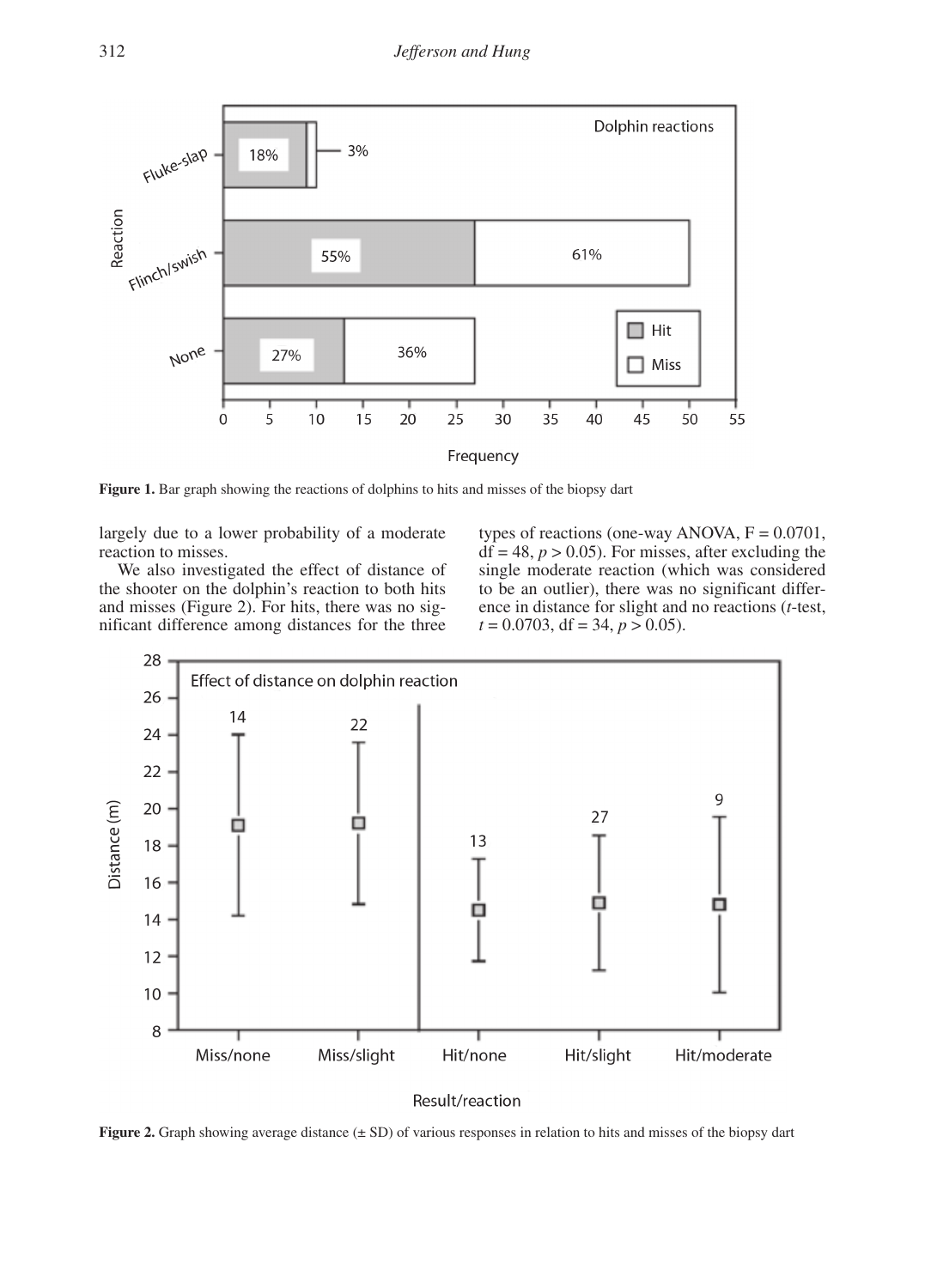**Figure 1.** Bar graph showing the reactions of dolphins to hits and misses of the biopsy dart

largely due to a lower probability of a moderate reaction to misses.

We also investigated the effect of distance of the shooter on the dolphin's reaction to both hits and misses (Figure 2). For hits, there was no significant difference among distances for the three types of reactions (one-way ANOVA, $F = 0.0701$, $df = 48$, $p > 0.05$). For misses, after excluding the single moderate reaction (which was considered to be an outlier), there was no significant difference in distance for slight and no reactions (*t*-test, $t = 0.0703$, $df = 34$, $p > 0.05$).

**Figure 2.** Graph showing average distance (± SD) of various responses in relation to hits and misses of the biopsy dart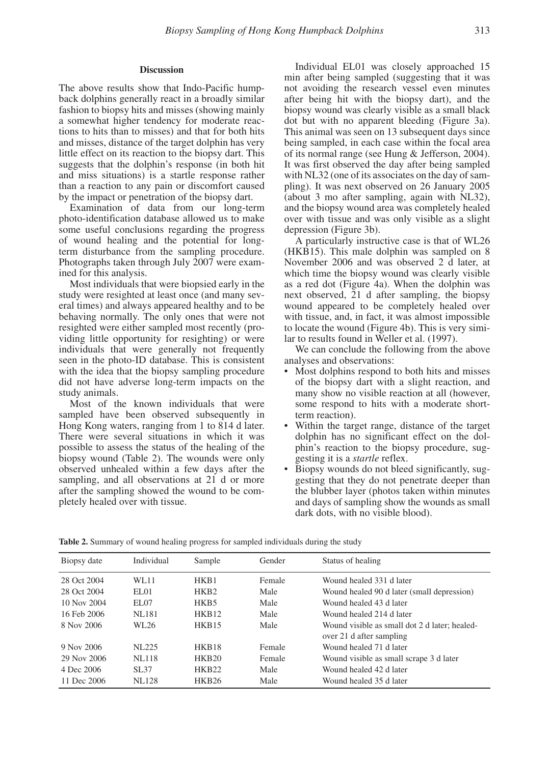## Discussion

The above results show that Indo-Pacific humpback dolphins generally react in a broadly similar fashion to biopsy hits and misses (showing mainly a somewhat higher tendency for moderate reactions to hits than to misses) and that for both hits and misses, distance of the target dolphin has very little effect on its reaction to the biopsy dart. This suggests that the dolphin's response (in both hit and miss situations) is a startle response rather than a reaction to any pain or discomfort caused by the impact or penetration of the biopsy dart.

Examination of data from our long-term photo-identification database allowed us to make some useful conclusions regarding the progress of wound healing and the potential for long-term disturbance from the sampling procedure. Photographs taken through July 2007 were examined for this analysis.

Most individuals that were biopsied early in the study were resighted at least once (and many several times) and always appeared healthy and to be behaving normally. The only ones that were not resighted were either sampled most recently (providing little opportunity for resighting) or were individuals that were generally not frequently seen in the photo-ID database. This is consistent with the idea that the biopsy sampling procedure did not have adverse long-term impacts on the study animals.

Most of the known individuals that were sampled have been observed subsequently in Hong Kong waters, ranging from 1 to 814 d later. There were several situations in which it was possible to assess the status of the healing of the biopsy wound (Table 2). The wounds were only observed unhealed within a few days after the sampling, and all observations at 21 d or more after the sampling showed the wound to be completely healed over with tissue.

Individual EL01 was closely approached 15 min after being sampled (suggesting that it was not avoiding the research vessel even minutes after being hit with the biopsy dart), and the biopsy wound was clearly visible as a small black dot but with no apparent bleeding (Figure 3a). This animal was seen on 13 subsequent days since being sampled, in each case within the focal area of its normal range (see Hung & Jefferson, 2004). It was first observed the day after being sampled with NL32 (one of its associates on the day of sampling). It was next observed on 26 January 2005 (about 3 mo after sampling, again with NL32), and the biopsy wound area was completely healed over with tissue and was only visible as a slight depression (Figure 3b).

A particularly instructive case is that of WL26 (HKB15). This male dolphin was sampled on 8 November 2006 and was observed 2 d later, at which time the biopsy wound was clearly visible as a red dot (Figure 4a). When the dolphin was next observed, 21 d after sampling, the biopsy wound appeared to be completely healed over with tissue, and, in fact, it was almost impossible to locate the wound (Figure 4b). This is very similar to results found in Weller et al. (1997).

We can conclude the following from the above analyses and observations:

- Most dolphins respond to both hits and misses of the biopsy dart with a slight reaction, and many show no visible reaction at all (however, some respond to hits with a moderate short-term reaction).
- Within the target range, distance of the target dolphin has no significant effect on the dolphin's reaction to the biopsy procedure, suggesting it is a *startle* reflex.
- Biopsy wounds do not bleed significantly, suggesting that they do not penetrate deeper than the blubber layer (photos taken within minutes and days of sampling show the wounds as small dark dots, with no visible blood).

**Table 2.** Summary of wound healing progress for sampled individuals during the study

| Biopsy date | Individual | Sample | Gender | Status of healing |
|---|---|---|---|---|
| 28 Oct 2004 | WL11 | HKB1 | Female | Wound healed 331 d later |
| 28 Oct 2004 | EL01 | HKB2 | Male | Wound healed 90 d later (small depression) |
| 10 Nov 2004 | EL07 | HKB5 | Male | Wound healed 43 d later |
| 16 Feb 2006 | NL181 | HKB12 | Male | Wound healed 214 d later |
| 8 Nov 2006 | WL26 | HKB15 | Male | Wound visible as small dot 2 d later; healed-over 21 d after sampling |
| 9 Nov 2006 | NL225 | HKB18 | Female | Wound healed 71 d later |
| 29 Nov 2006 | NL118 | HKB20 | Female | Wound visible as small scrape 3 d later |
| 4 Dec 2006 | SL37 | HKB22 | Male | Wound healed 42 d later |
| 11 Dec 2006 | NL128 | HKB26 | Male | Wound healed 35 d later |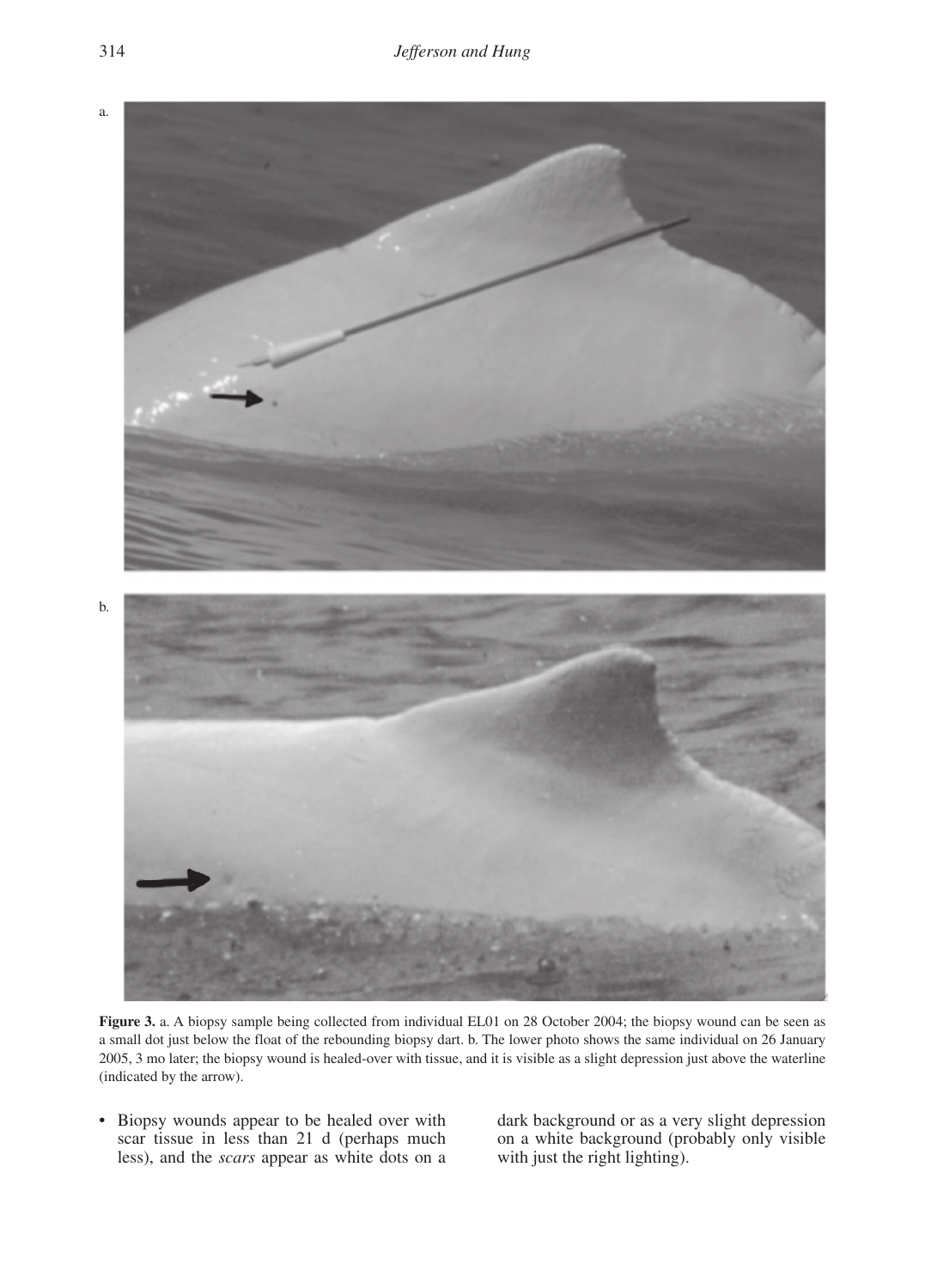**Figure 3.** a. A biopsy sample being collected from individual EL01 on 28 October 2004; the biopsy wound can be seen as a small dot just below the float of the rebounding biopsy dart. b. The lower photo shows the same individual on 26 January 2005, 3 mo later; the biopsy wound is healed-over with tissue, and it is visible as a slight depression just above the waterline (indicated by the arrow).

- Biopsy wounds appear to be healed over with scar tissue in less than 21 d (perhaps much less), and the *scars* appear as white dots on a dark background or as a very slight depression on a white background (probably only visible with just the right lighting).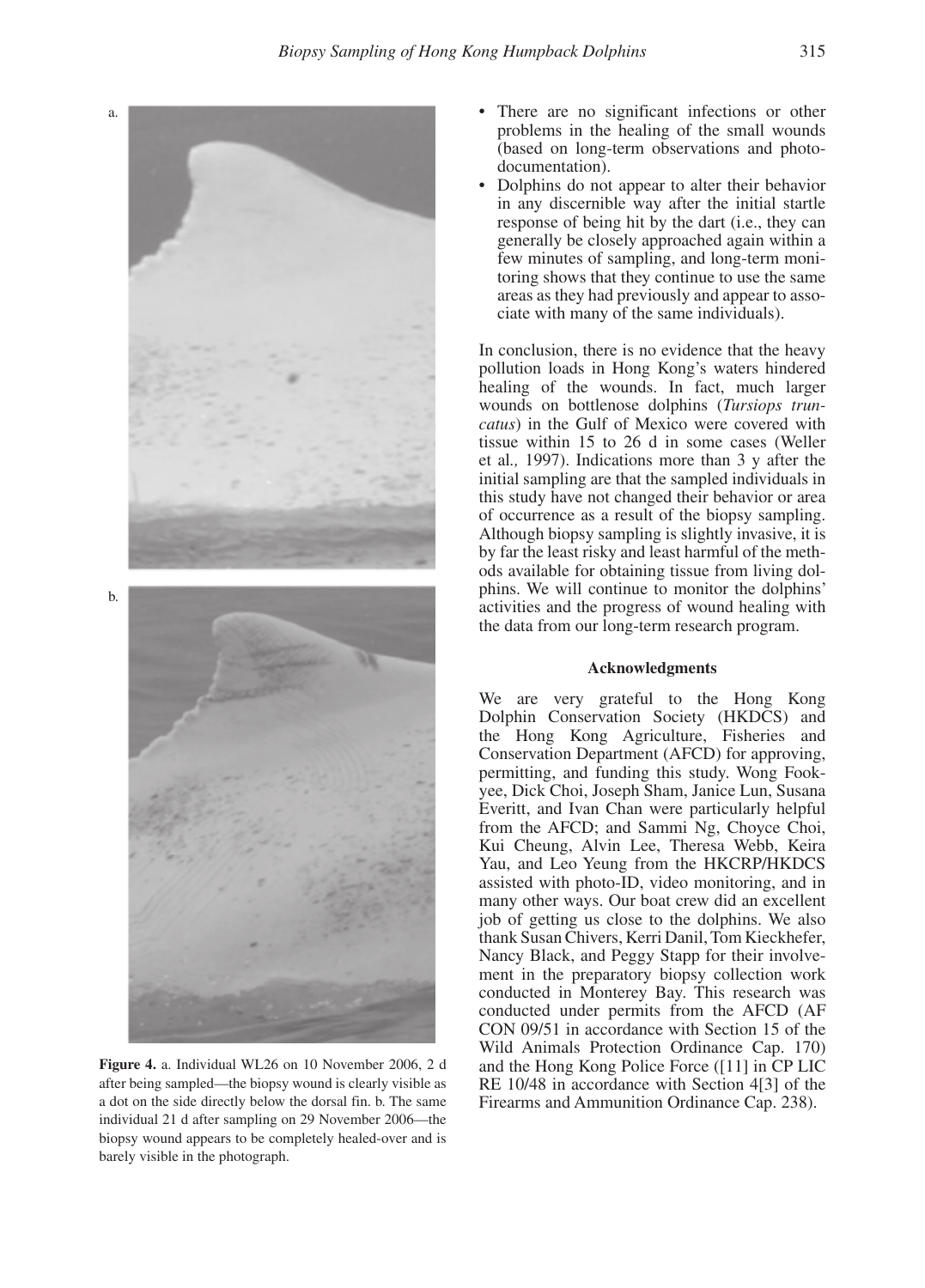Figure 4. a. Individual WL26 on 10 November 2006, 2 d after being sampled—the biopsy wound is clearly visible as a dot on the side directly below the dorsal fin. b. The same individual 21 d after sampling on 29 November 2006—the biopsy wound appears to be completely healed-over and is barely visible in the photograph.

- There are no significant infections or other problems in the healing of the small wounds (based on long-term observations and photo-documentation).
- Dolphins do not appear to alter their behavior in any discernible way after the initial startle response of being hit by the dart (i.e., they can generally be closely approached again within a few minutes of sampling, and long-term monitoring shows that they continue to use the same areas as they had previously and appear to associate with many of the same individuals).

In conclusion, there is no evidence that the heavy pollution loads in Hong Kong's waters hindered healing of the wounds. In fact, much larger wounds on bottlenose dolphins (*Tursiops truncatus*) in the Gulf of Mexico were covered with tissue within 15 to 26 d in some cases (Weller et al., 1997). Indications more than 3 y after the initial sampling are that the sampled individuals in this study have not changed their behavior or area of occurrence as a result of the biopsy sampling. Although biopsy sampling is slightly invasive, it is by far the least risky and least harmful of the methods available for obtaining tissue from living dolphins. We will continue to monitor the dolphins' activities and the progress of wound healing with the data from our long-term research program.

### Acknowledgments

We are very grateful to the Hong Kong Dolphin Conservation Society (HKDCS) and the Hong Kong Agriculture, Fisheries and Conservation Department (AFCD) for approving, permitting, and funding this study. Wong Fook-yee, Dick Choi, Joseph Sham, Janice Lun, Susana Everitt, and Ivan Chan were particularly helpful from the AFCD; and Sammi Ng, Choyce Choi, Kui Cheung, Alvin Lee, Theresa Webb, Keira Yau, and Leo Yeung from the HKCRP/HKDCS assisted with photo-ID, video monitoring, and in many other ways. Our boat crew did an excellent job of getting us close to the dolphins. We also thank Susan Chivers, Kerri Danil, Tom Kieckhefer, Nancy Black, and Peggy Stapp for their involvement in the preparatory biopsy collection work conducted in Monterey Bay. This research was conducted under permits from the AFCD (AF CON 09/51 in accordance with Section 15 of the Wild Animals Protection Ordinance Cap. 170) and the Hong Kong Police Force ([11] in CP LIC RE 10/48 in accordance with Section 4[3] of the Firearms and Ammunition Ordinance Cap. 238).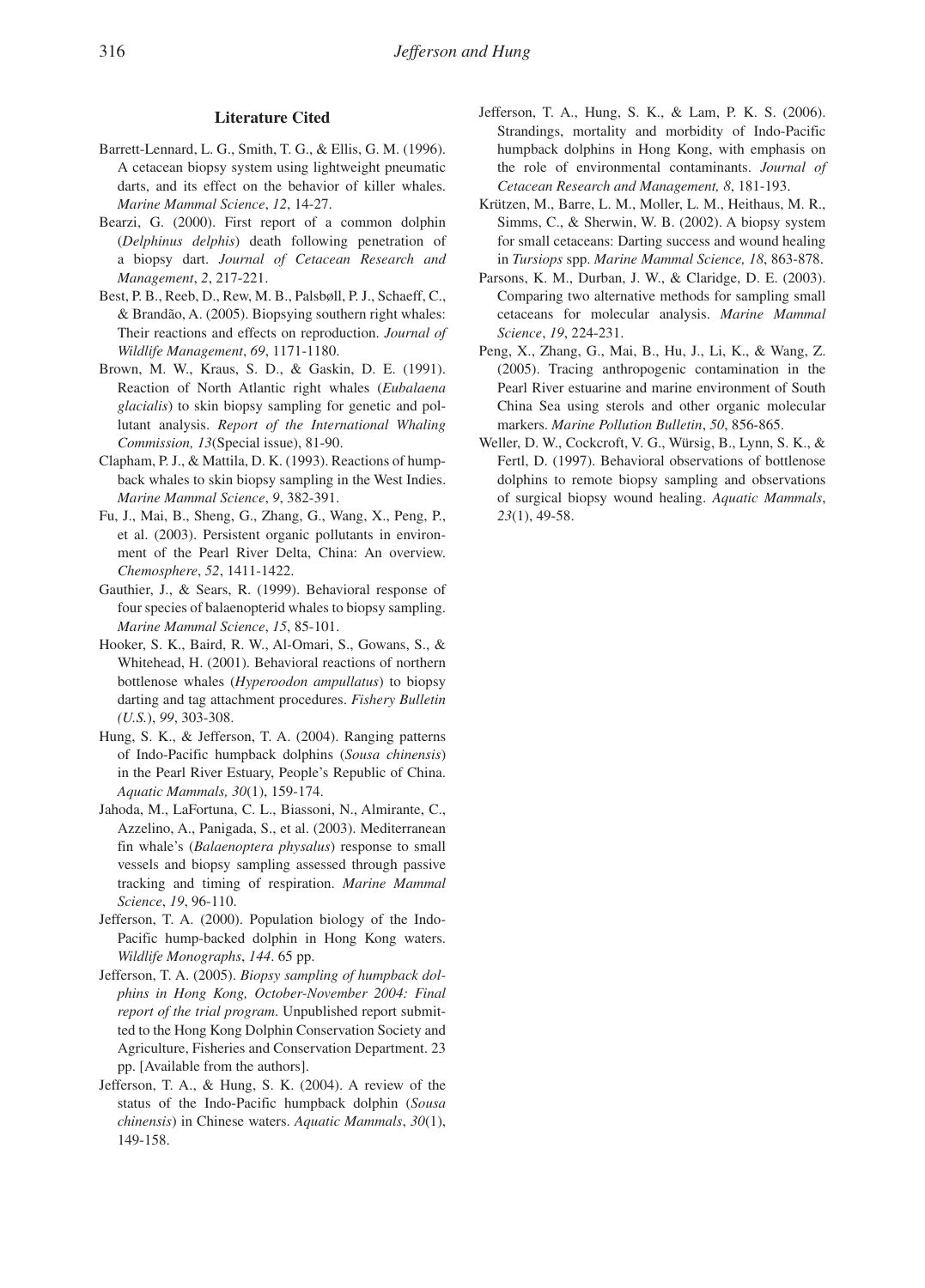## Literature Cited

Barrett-Lennard, L. G., Smith, T. G., & Ellis, G. M. (1996). A cetacean biopsy system using lightweight pneumatic darts, and its effect on the behavior of killer whales. *Marine Mammal Science*, *12*, 14-27.

Bearzi, G. (2000). First report of a common dolphin (*Delphinus delphis*) death following penetration of a biopsy dart. *Journal of Cetacean Research and Management*, *2*, 217-221.

Best, P. B., Reeb, D., Rew, M. B., Palsbøll, P. J., Schaeff, C., & Brandão, A. (2005). Biopsying southern right whales: Their reactions and effects on reproduction. *Journal of Wildlife Management*, *69*, 1171-1180.

Brown, M. W., Kraus, S. D., & Gaskin, D. E. (1991). Reaction of North Atlantic right whales (*Eubalaena glacialis*) to skin biopsy sampling for genetic and pollutant analysis. *Report of the International Whaling Commission, 13*(Special issue), 81-90.

Clapham, P. J., & Mattila, D. K. (1993). Reactions of humpback whales to skin biopsy sampling in the West Indies. *Marine Mammal Science*, *9*, 382-391.

Fu, J., Mai, B., Sheng, G., Zhang, G., Wang, X., Peng, P., et al. (2003). Persistent organic pollutants in environment of the Pearl River Delta, China: An overview. *Chemosphere*, *52*, 1411-1422.

Gauthier, J., & Sears, R. (1999). Behavioral response of four species of balaenopterid whales to biopsy sampling. *Marine Mammal Science*, *15*, 85-101.

Hooker, S. K., Baird, R. W., Al-Omari, S., Gowans, S., & Whitehead, H. (2001). Behavioral reactions of northern bottlenose whales (*Hyperoodon ampullatus*) to biopsy darting and tag attachment procedures. *Fishery Bulletin (U.S.)*, *99*, 303-308.

Hung, S. K., & Jefferson, T. A. (2004). Ranging patterns of Indo-Pacific humpback dolphins (*Sousa chinensis*) in the Pearl River Estuary, People's Republic of China. *Aquatic Mammals, 30*(1), 159-174.

Jahoda, M., LaFortuna, C. L., Biassoni, N., Almirante, C., Azzelino, A., Panigada, S., et al. (2003). Mediterranean fin whale's (*Balaenoptera physalus*) response to small vessels and biopsy sampling assessed through passive tracking and timing of respiration. *Marine Mammal Science*, *19*, 96-110.

Jefferson, T. A. (2000). Population biology of the Indo-Pacific hump-backed dolphin in Hong Kong waters. *Wildlife Monographs*, *144*. 65 pp.

Jefferson, T. A. (2005). *Biopsy sampling of humpback dolphins in Hong Kong, October-November 2004: Final report of the trial program*. Unpublished report submitted to the Hong Kong Dolphin Conservation Society and Agriculture, Fisheries and Conservation Department. 23 pp. [Available from the authors].

Jefferson, T. A., & Hung, S. K. (2004). A review of the status of the Indo-Pacific humpback dolphin (*Sousa chinensis*) in Chinese waters. *Aquatic Mammals*, *30*(1), 149-158.

Jefferson, T. A., Hung, S. K., & Lam, P. K. S. (2006). Strandings, mortality and morbidity of Indo-Pacific humpback dolphins in Hong Kong, with emphasis on the role of environmental contaminants. *Journal of Cetacean Research and Management, 8*, 181-193.

Krützen, M., Barre, L. M., Moller, L. M., Heithaus, M. R., Simms, C., & Sherwin, W. B. (2002). A biopsy system for small cetaceans: Darting success and wound healing in *Tursiops* spp. *Marine Mammal Science, 18*, 863-878.

Parsons, K. M., Durban, J. W., & Claridge, D. E. (2003). Comparing two alternative methods for sampling small cetaceans for molecular analysis. *Marine Mammal Science*, *19*, 224-231.

Peng, X., Zhang, G., Mai, B., Hu, J., Li, K., & Wang, Z. (2005). Tracing anthropogenic contamination in the Pearl River estuarine and marine environment of South China Sea using sterols and other organic molecular markers. *Marine Pollution Bulletin*, *50*, 856-865.

Weller, D. W., Cockcroft, V. G., Würsig, B., Lynn, S. K., & Fertl, D. (1997). Behavioral observations of bottlenose dolphins to remote biopsy sampling and observations of surgical biopsy wound healing. *Aquatic Mammals*, *23*(1), 49-58.